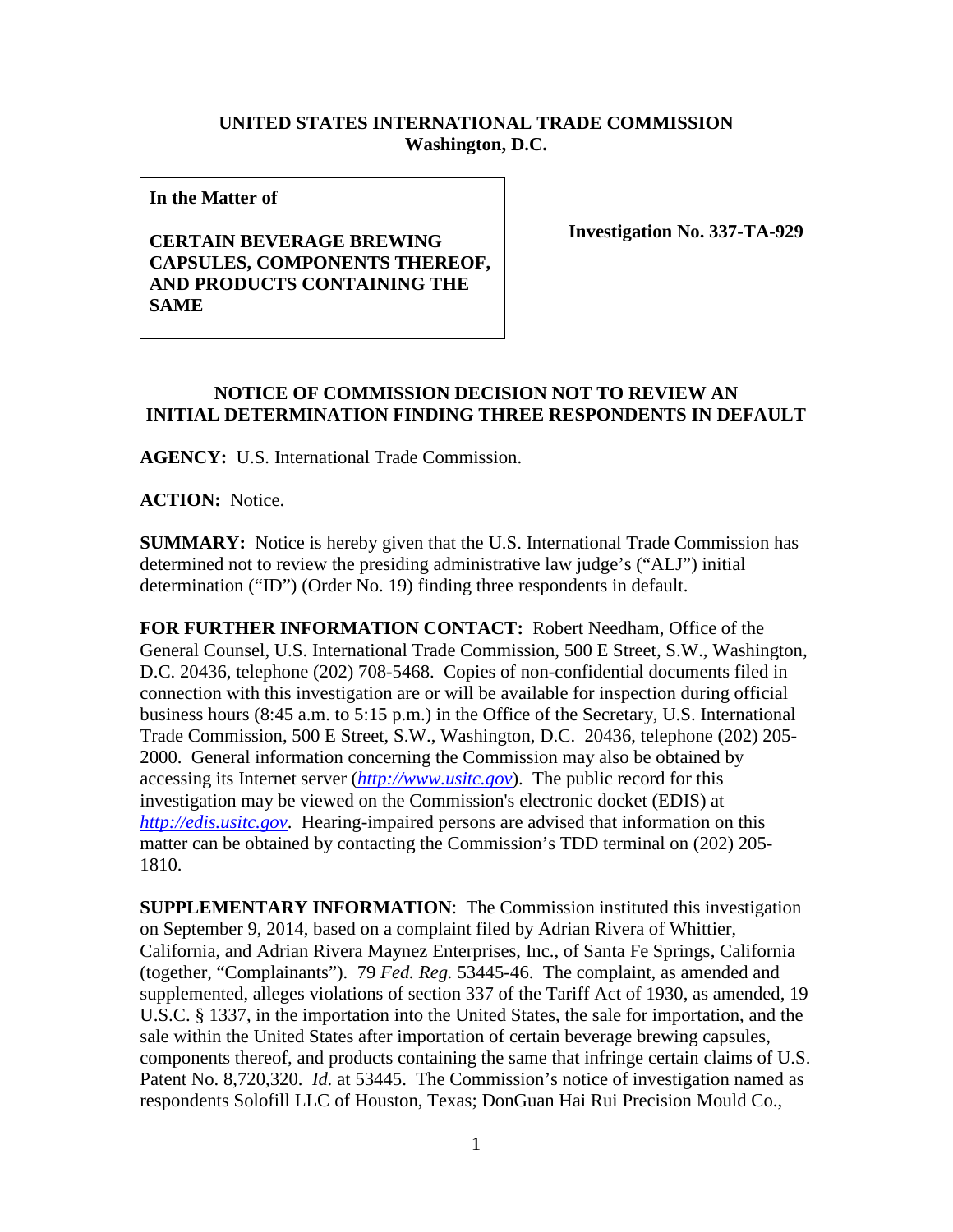**UNITED STATES INTERNATIONAL TRADE COMMISSION**
**Washington, D.C.**

**In the Matter of**

**CERTAIN BEVERAGE BREWING CAPSULES, COMPONENTS THEREOF, AND PRODUCTS CONTAINING THE SAME**

**Investigation No. 337-TA-929**

**NOTICE OF COMMISSION DECISION NOT TO REVIEW AN INITIAL DETERMINATION FINDING THREE RESPONDENTS IN DEFAULT**

**AGENCY:** U.S. International Trade Commission.

**ACTION:** Notice.

**SUMMARY:** Notice is hereby given that the U.S. International Trade Commission has determined not to review the presiding administrative law judge's ("ALJ") initial determination ("ID") (Order No. 19) finding three respondents in default.

**FOR FURTHER INFORMATION CONTACT:** Robert Needham, Office of the General Counsel, U.S. International Trade Commission, 500 E Street, S.W., Washington, D.C. 20436, telephone (202) 708-5468. Copies of non-confidential documents filed in connection with this investigation are or will be available for inspection during official business hours (8:45 a.m. to 5:15 p.m.) in the Office of the Secretary, U.S. International Trade Commission, 500 E Street, S.W., Washington, D.C. 20436, telephone (202) 205-2000. General information concerning the Commission may also be obtained by accessing its Internet server (*http://www.usitc.gov*). The public record for this investigation may be viewed on the Commission's electronic docket (EDIS) at *http://edis.usitc.gov*. Hearing-impaired persons are advised that information on this matter can be obtained by contacting the Commission's TDD terminal on (202) 205-1810.

**SUPPLEMENTARY INFORMATION**: The Commission instituted this investigation on September 9, 2014, based on a complaint filed by Adrian Rivera of Whittier, California, and Adrian Rivera Maynez Enterprises, Inc., of Santa Fe Springs, California (together, "Complainants"). 79 *Fed. Reg.* 53445-46. The complaint, as amended and supplemented, alleges violations of section 337 of the Tariff Act of 1930, as amended, 19 U.S.C. § 1337, in the importation into the United States, the sale for importation, and the sale within the United States after importation of certain beverage brewing capsules, components thereof, and products containing the same that infringe certain claims of U.S. Patent No. 8,720,320. *Id.* at 53445. The Commission's notice of investigation named as respondents Solofill LLC of Houston, Texas; DonGuan Hai Rui Precision Mould Co.,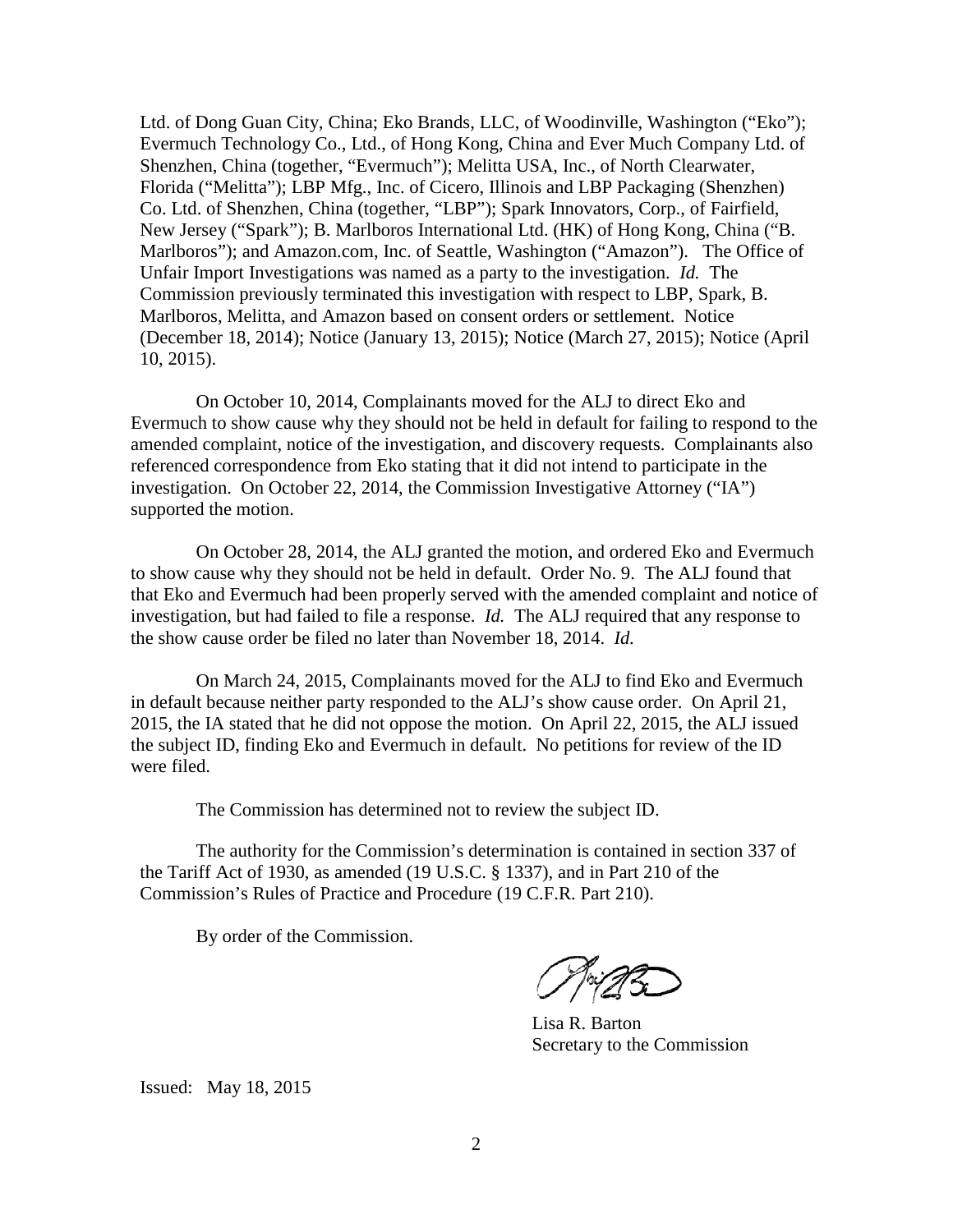Ltd. of Dong Guan City, China; Eko Brands, LLC, of Woodinville, Washington ("Eko"); Evermuch Technology Co., Ltd., of Hong Kong, China and Ever Much Company Ltd. of Shenzhen, China (together, "Evermuch"); Melitta USA, Inc., of North Clearwater, Florida ("Melitta"); LBP Mfg., Inc. of Cicero, Illinois and LBP Packaging (Shenzhen) Co. Ltd. of Shenzhen, China (together, "LBP"); Spark Innovators, Corp., of Fairfield, New Jersey ("Spark"); B. Marlboros International Ltd. (HK) of Hong Kong, China ("B. Marlboros"); and Amazon.com, Inc. of Seattle, Washington ("Amazon"). The Office of Unfair Import Investigations was named as a party to the investigation. *Id.* The Commission previously terminated this investigation with respect to LBP, Spark, B. Marlboros, Melitta, and Amazon based on consent orders or settlement. Notice (December 18, 2014); Notice (January 13, 2015); Notice (March 27, 2015); Notice (April 10, 2015).

On October 10, 2014, Complainants moved for the ALJ to direct Eko and Evermuch to show cause why they should not be held in default for failing to respond to the amended complaint, notice of the investigation, and discovery requests. Complainants also referenced correspondence from Eko stating that it did not intend to participate in the investigation. On October 22, 2014, the Commission Investigative Attorney ("IA") supported the motion.

On October 28, 2014, the ALJ granted the motion, and ordered Eko and Evermuch to show cause why they should not be held in default. Order No. 9. The ALJ found that that Eko and Evermuch had been properly served with the amended complaint and notice of investigation, but had failed to file a response. *Id.* The ALJ required that any response to the show cause order be filed no later than November 18, 2014. *Id.*

On March 24, 2015, Complainants moved for the ALJ to find Eko and Evermuch in default because neither party responded to the ALJ's show cause order. On April 21, 2015, the IA stated that he did not oppose the motion. On April 22, 2015, the ALJ issued the subject ID, finding Eko and Evermuch in default. No petitions for review of the ID were filed.

The Commission has determined not to review the subject ID.

The authority for the Commission's determination is contained in section 337 of the Tariff Act of 1930, as amended (19 U.S.C. § 1337), and in Part 210 of the Commission's Rules of Practice and Procedure (19 C.F.R. Part 210).

By order of the Commission.

Lisa R. Barton
Secretary to the Commission

Issued: May 18, 2015